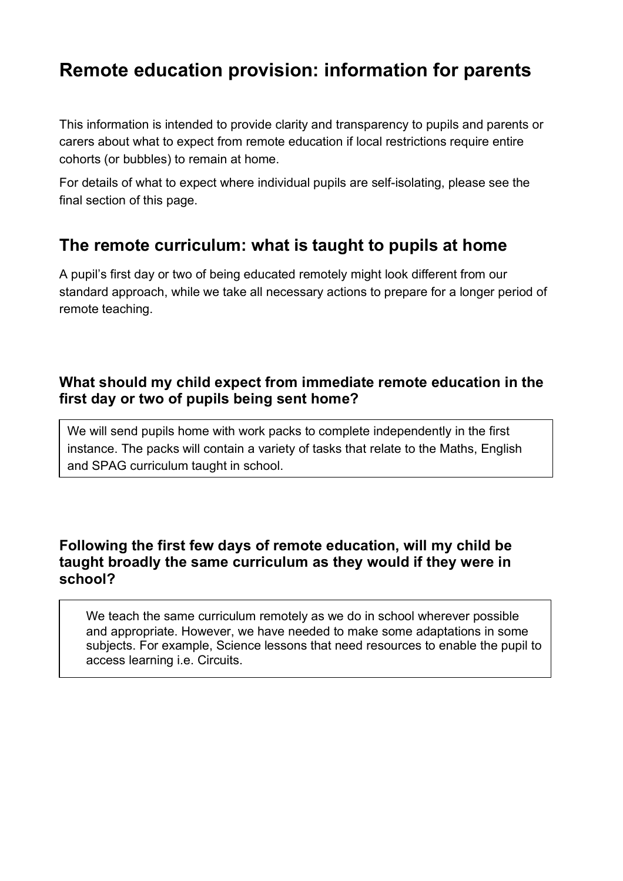# Remote education provision: information for parents

This information is intended to provide clarity and transparency to pupils and parents or carers about what to expect from remote education if local restrictions require entire cohorts (or bubbles) to remain at home.

For details of what to expect where individual pupils are self-isolating, please see the final section of this page.

## The remote curriculum: what is taught to pupils at home

A pupil's first day or two of being educated remotely might look different from our standard approach, while we take all necessary actions to prepare for a longer period of remote teaching.

### What should my child expect from immediate remote education in the first day or two of pupils being sent home?

We will send pupils home with work packs to complete independently in the first instance. The packs will contain a variety of tasks that relate to the Maths, English and SPAG curriculum taught in school.

### Following the first few days of remote education, will my child be taught broadly the same curriculum as they would if they were in school?

We teach the same curriculum remotely as we do in school wherever possible and appropriate. However, we have needed to make some adaptations in some subjects. For example, Science lessons that need resources to enable the pupil to access learning i.e. Circuits.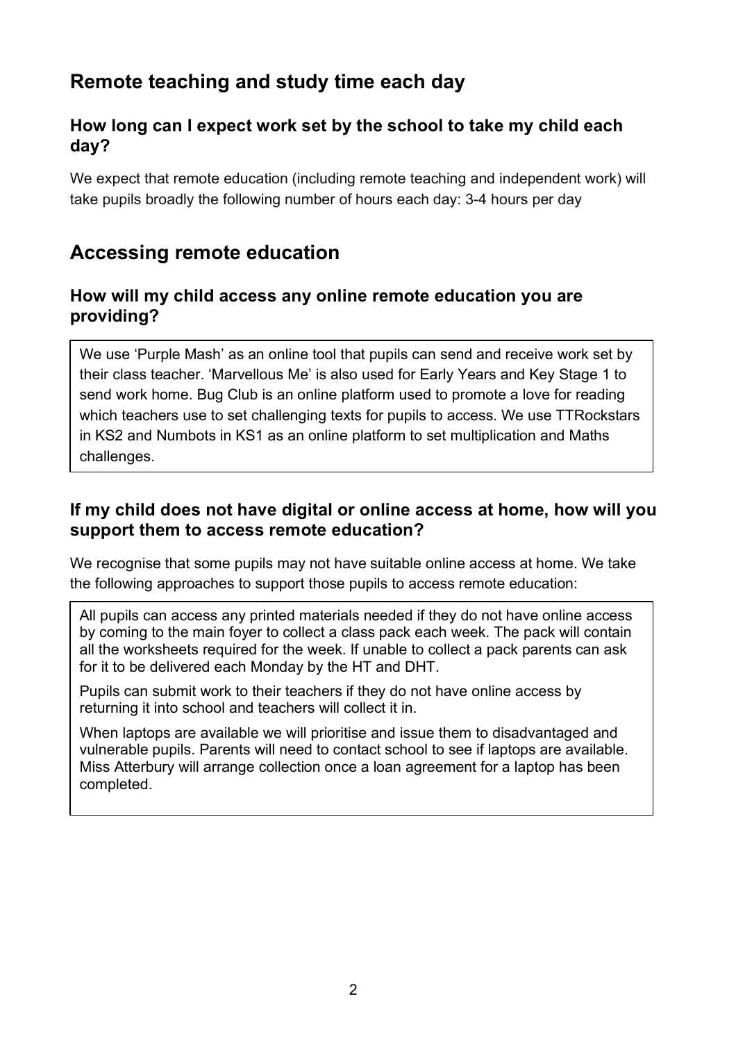## Remote teaching and study time each day

### How long can I expect work set by the school to take my child each day?

We expect that remote education (including remote teaching and independent work) will take pupils broadly the following number of hours each day: 3-4 hours per day

## Accessing remote education

### How will my child access any online remote education you are providing?

We use 'Purple Mash' as an online tool that pupils can send and receive work set by their class teacher. 'Marvellous Me' is also used for Early Years and Key Stage 1 to send work home. Bug Club is an online platform used to promote a love for reading which teachers use to set challenging texts for pupils to access. We use TTRockstars in KS2 and Numbots in KS1 as an online platform to set multiplication and Maths challenges.

### If my child does not have digital or online access at home, how will you support them to access remote education?

We recognise that some pupils may not have suitable online access at home. We take the following approaches to support those pupils to access remote education:

All pupils can access any printed materials needed if they do not have online access by coming to the main foyer to collect a class pack each week. The pack will contain all the worksheets required for the week. If unable to collect a pack parents can ask for it to be delivered each Monday by the HT and DHT.

Pupils can submit work to their teachers if they do not have online access by returning it into school and teachers will collect it in.

When laptops are available we will prioritise and issue them to disadvantaged and vulnerable pupils. Parents will need to contact school to see if laptops are available. Miss Atterbury will arrange collection once a loan agreement for a laptop has been completed.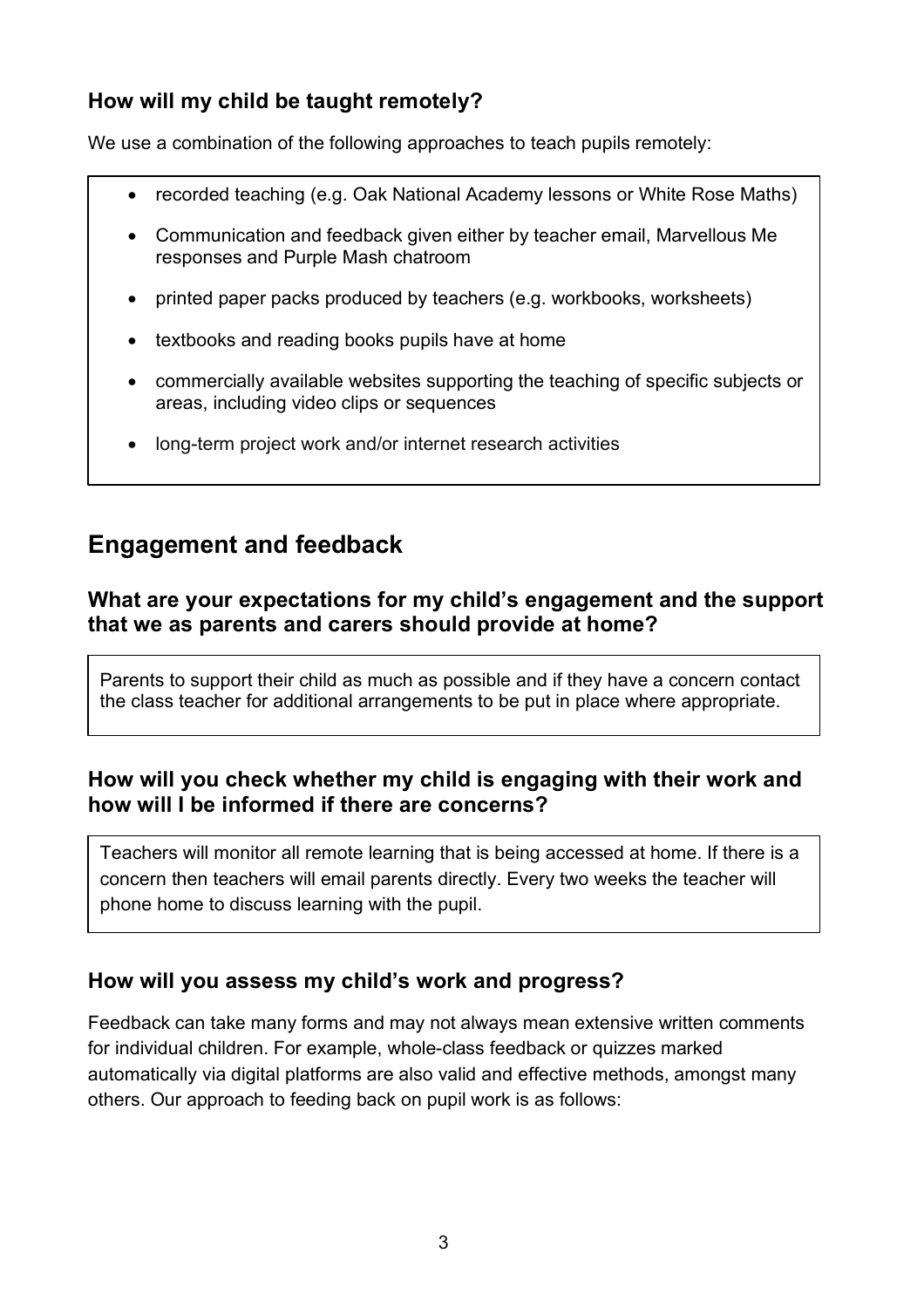### How will my child be taught remotely?

We use a combination of the following approaches to teach pupils remotely:

- recorded teaching (e.g. Oak National Academy lessons or White Rose Maths)
- Communication and feedback given either by teacher email, Marvellous Me responses and Purple Mash chatroom
- printed paper packs produced by teachers (e.g. workbooks, worksheets)
- textbooks and reading books pupils have at home
- commercially available websites supporting the teaching of specific subjects or areas, including video clips or sequences
- long-term project work and/or internet research activities

## Engagement and feedback

### What are your expectations for my child's engagement and the support that we as parents and carers should provide at home?

Parents to support their child as much as possible and if they have a concern contact the class teacher for additional arrangements to be put in place where appropriate.

### How will you check whether my child is engaging with their work and how will I be informed if there are concerns?

Teachers will monitor all remote learning that is being accessed at home. If there is a concern then teachers will email parents directly. Every two weeks the teacher will phone home to discuss learning with the pupil.

### How will you assess my child's work and progress?

Feedback can take many forms and may not always mean extensive written comments for individual children. For example, whole-class feedback or quizzes marked automatically via digital platforms are also valid and effective methods, amongst many others. Our approach to feeding back on pupil work is as follows: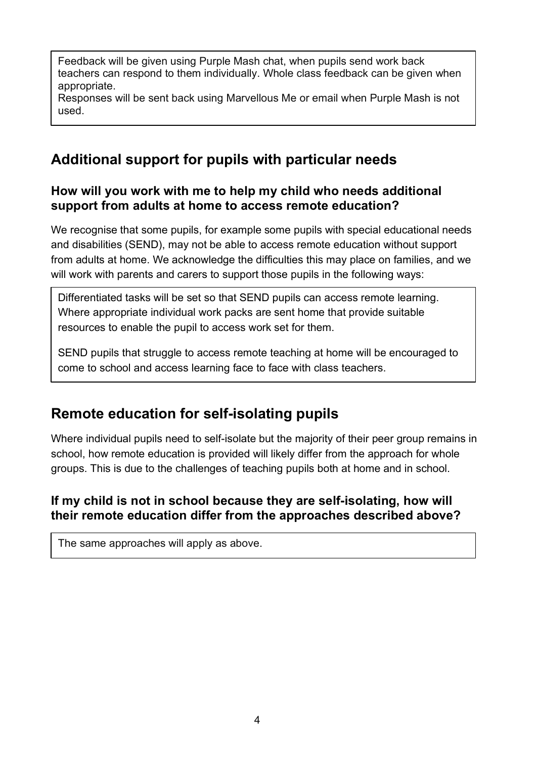Feedback will be given using Purple Mash chat, when pupils send work back teachers can respond to them individually. Whole class feedback can be given when appropriate.
Responses will be sent back using Marvellous Me or email when Purple Mash is not used.

## Additional support for pupils with particular needs

### How will you work with me to help my child who needs additional support from adults at home to access remote education?

We recognise that some pupils, for example some pupils with special educational needs and disabilities (SEND), may not be able to access remote education without support from adults at home. We acknowledge the difficulties this may place on families, and we will work with parents and carers to support those pupils in the following ways:

Differentiated tasks will be set so that SEND pupils can access remote learning. Where appropriate individual work packs are sent home that provide suitable resources to enable the pupil to access work set for them.

SEND pupils that struggle to access remote teaching at home will be encouraged to come to school and access learning face to face with class teachers.

## Remote education for self-isolating pupils

Where individual pupils need to self-isolate but the majority of their peer group remains in school, how remote education is provided will likely differ from the approach for whole groups. This is due to the challenges of teaching pupils both at home and in school.

### If my child is not in school because they are self-isolating, how will their remote education differ from the approaches described above?

The same approaches will apply as above.